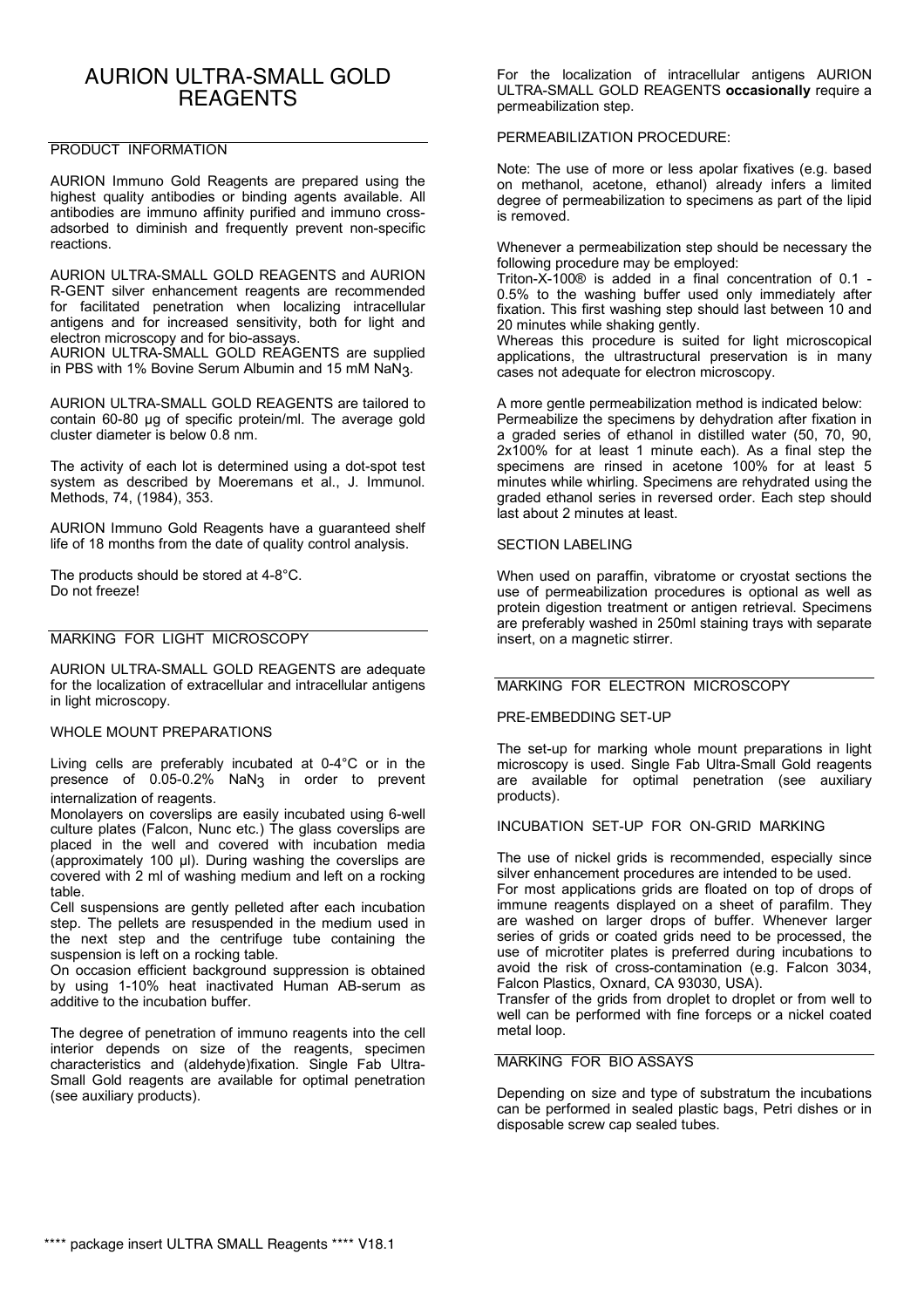# AURION ULTRA-SMALL GOLD REAGENTS

## PRODUCT INFORMATION

AURION Immuno Gold Reagents are prepared using the highest quality antibodies or binding agents available. All antibodies are immuno affinity purified and immuno cross-adsorbed to diminish and frequently prevent non-specific reactions.

AURION ULTRA-SMALL GOLD REAGENTS and AURION R-GENT silver enhancement reagents are recommended for facilitated penetration when localizing intracellular antigens and for increased sensitivity, both for light and electron microscopy and for bio-assays.
AURION ULTRA-SMALL GOLD REAGENTS are supplied in PBS with 1% Bovine Serum Albumin and 15 mM $NaN_3$.

AURION ULTRA-SMALL GOLD REAGENTS are tailored to contain 60-80 µg of specific protein/ml. The average gold cluster diameter is below 0.8 nm.

The activity of each lot is determined using a dot-spot test system as described by Moeremans et al., J. Immunol. Methods, 74, (1984), 353.

AURION Immuno Gold Reagents have a guaranteed shelf life of 18 months from the date of quality control analysis.

The products should be stored at 4-8°C.
Do not freeze!

## MARKING FOR LIGHT MICROSCOPY

AURION ULTRA-SMALL GOLD REAGENTS are adequate for the localization of extracellular and intracellular antigens in light microscopy.

### WHOLE MOUNT PREPARATIONS

Living cells are preferably incubated at 0-4°C or in the presence of 0.05-0.2% $NaN_3$ in order to prevent internalization of reagents.
Monolayers on coverslips are easily incubated using 6-well culture plates (Falcon, Nunc etc.) The glass coverslips are placed in the well and covered with incubation media (approximately 100 µl). During washing the coverslips are covered with 2 ml of washing medium and left on a rocking table.
Cell suspensions are gently pelleted after each incubation step. The pellets are resuspended in the medium used in the next step and the centrifuge tube containing the suspension is left on a rocking table.
On occasion efficient background suppression is obtained by using 1-10% heat inactivated Human AB-serum as additive to the incubation buffer.

The degree of penetration of immuno reagents into the cell interior depends on size of the reagents, specimen characteristics and (aldehyde)fixation. Single Fab Ultra-Small Gold reagents are available for optimal penetration (see auxiliary products).

For the localization of intracellular antigens AURION ULTRA-SMALL GOLD REAGENTS **occasionally** require a permeabilization step.

### PERMEABILIZATION PROCEDURE:

Note: The use of more or less apolar fixatives (e.g. based on methanol, acetone, ethanol) already infers a limited degree of permeabilization to specimens as part of the lipid is removed.

Whenever a permeabilization step should be necessary the following procedure may be employed:
Triton-X-100® is added in a final concentration of 0.1 - 0.5% to the washing buffer used only immediately after fixation. This first washing step should last between 10 and 20 minutes while shaking gently.
Whereas this procedure is suited for light microscopical applications, the ultrastructural preservation is in many cases not adequate for electron microscopy.

A more gentle permeabilization method is indicated below:
Permeabilize the specimens by dehydration after fixation in a graded series of ethanol in distilled water (50, 70, 90, 2x100% for at least 1 minute each). As a final step the specimens are rinsed in acetone 100% for at least 5 minutes while whirling. Specimens are rehydrated using the graded ethanol series in reversed order. Each step should last about 2 minutes at least.

### SECTION LABELING

When used on paraffin, vibratome or cryostat sections the use of permeabilization procedures is optional as well as protein digestion treatment or antigen retrieval. Specimens are preferably washed in 250ml staining trays with separate insert, on a magnetic stirrer.

## MARKING FOR ELECTRON MICROSCOPY

### PRE-EMBEDDING SET-UP

The set-up for marking whole mount preparations in light microscopy is used. Single Fab Ultra-Small Gold reagents are available for optimal penetration (see auxiliary products).

### INCUBATION SET-UP FOR ON-GRID MARKING

The use of nickel grids is recommended, especially since silver enhancement procedures are intended to be used.
For most applications grids are floated on top of drops of immune reagents displayed on a sheet of parafilm. They are washed on larger drops of buffer. Whenever larger series of grids or coated grids need to be processed, the use of microtiter plates is preferred during incubations to avoid the risk of cross-contamination (e.g. Falcon 3034, Falcon Plastics, Oxnard, CA 93030, USA).
Transfer of the grids from droplet to droplet or from well to well can be performed with fine forceps or a nickel coated metal loop.

## MARKING FOR BIO ASSAYS

Depending on size and type of substratum the incubations can be performed in sealed plastic bags, Petri dishes or in disposable screw cap sealed tubes.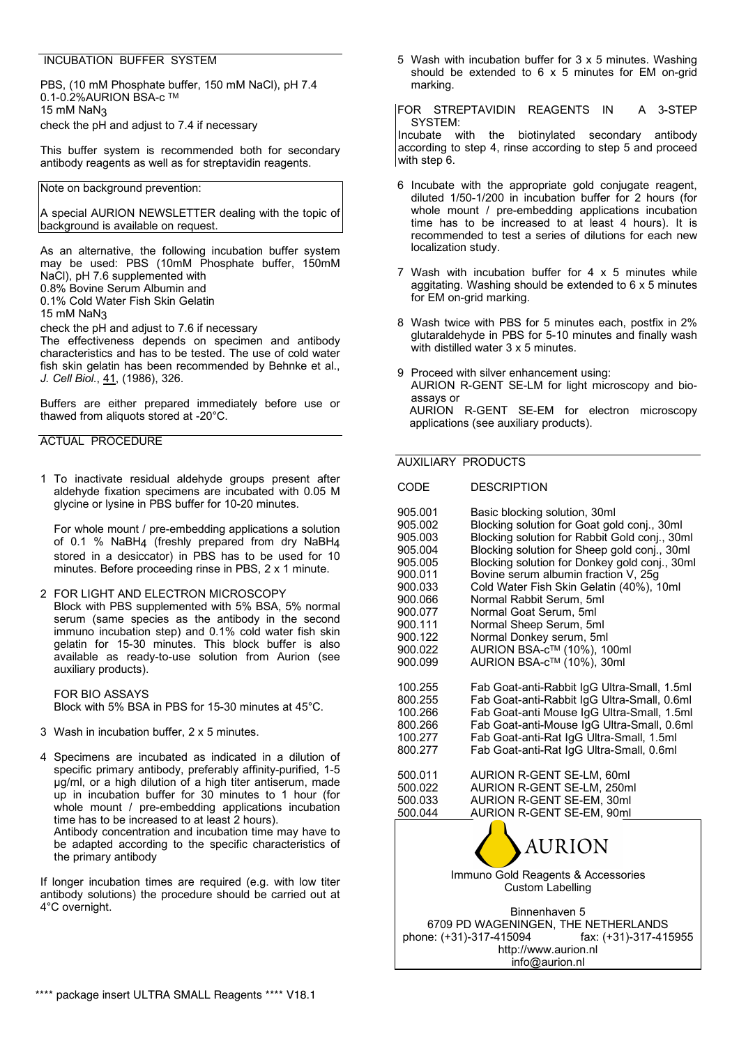## INCUBATION BUFFER SYSTEM

PBS, (10 mM Phosphate buffer, 150 mM NaCl), pH 7.4
0.1-0.2%AURION BSA-c ™
15 mM $NaN_3$
check the pH and adjust to 7.4 if necessary

This buffer system is recommended both for secondary antibody reagents as well as for streptavidin reagents.

Note on background prevention:

A special AURION NEWSLETTER dealing with the topic of background is available on request.

As an alternative, the following incubation buffer system may be used: PBS (10mM Phosphate buffer, 150mM NaCl), pH 7.6 supplemented with
0.8% Bovine Serum Albumin and
0.1% Cold Water Fish Skin Gelatin
15 mM $NaN_3$
check the pH and adjust to 7.6 if necessary
The effectiveness depends on specimen and antibody characteristics and has to be tested. The use of cold water fish skin gelatin has been recommended by Behnke et al., *J. Cell Biol.*, 41, (1986), 326.

Buffers are either prepared immediately before use or thawed from aliquots stored at -20°C.

## ACTUAL PROCEDURE

1 To inactivate residual aldehyde groups present after aldehyde fixation specimens are incubated with 0.05 M glycine or lysine in PBS buffer for 10-20 minutes.

   For whole mount / pre-embedding applications a solution of 0.1 % $NaBH_4$ (freshly prepared from dry $NaBH_4$ stored in a desiccator) in PBS has to be used for 10 minutes. Before proceeding rinse in PBS, 2 x 1 minute.

2 FOR LIGHT AND ELECTRON MICROSCOPY
   Block with PBS supplemented with 5% BSA, 5% normal serum (same species as the antibody in the second immuno incubation step) and 0.1% cold water fish skin gelatin for 15-30 minutes. This block buffer is also available as ready-to-use solution from Aurion (see auxiliary products).

   FOR BIO ASSAYS
   Block with 5% BSA in PBS for 15-30 minutes at 45°C.

3 Wash in incubation buffer, 2 x 5 minutes.

4 Specimens are incubated as indicated in a dilution of specific primary antibody, preferably affinity-purified, 1-5 µg/ml, or a high dilution of a high titer antiserum, made up in incubation buffer for 30 minutes to 1 hour (for whole mount / pre-embedding applications incubation time has to be increased to at least 2 hours).
   Antibody concentration and incubation time may have to be adapted according to the specific characteristics of the primary antibody

If longer incubation times are required (e.g. with low titer antibody solutions) the procedure should be carried out at 4°C overnight.

5 Wash with incubation buffer for 3 x 5 minutes. Washing should be extended to 6 x 5 minutes for EM on-grid marking.

FOR STREPTAVIDIN REAGENTS IN A 3-STEP SYSTEM:
Incubate with the biotinylated secondary antibody according to step 4, rinse according to step 5 and proceed with step 6.

6 Incubate with the appropriate gold conjugate reagent, diluted 1/50-1/200 in incubation buffer for 2 hours (for whole mount / pre-embedding applications incubation time has to be increased to at least 4 hours). It is recommended to test a series of dilutions for each new localization study.

7 Wash with incubation buffer for 4 x 5 minutes while aggitating. Washing should be extended to 6 x 5 minutes for EM on-grid marking.

8 Wash twice with PBS for 5 minutes each, postfix in 2% glutaraldehyde in PBS for 5-10 minutes and finally wash with distilled water 3 x 5 minutes.

9 Proceed with silver enhancement using:
   AURION R-GENT SE-LM for light microscopy and bio-assays or
   AURION R-GENT SE-EM for electron microscopy applications (see auxiliary products).

## AUXILIARY PRODUCTS

| CODE | DESCRIPTION |
|---|---|
| 905.001 | Basic blocking solution, 30ml |
| 905.002 | Blocking solution for Goat gold conj., 30ml |
| 905.003 | Blocking solution for Rabbit Gold conj., 30ml |
| 905.004 | Blocking solution for Sheep gold conj., 30ml |
| 905.005 | Blocking solution for Donkey gold conj., 30ml |
| 900.011 | Bovine serum albumin fraction V, 25g |
| 900.033 | Cold Water Fish Skin Gelatin (40%), 10ml |
| 900.066 | Normal Rabbit Serum, 5ml |
| 900.077 | Normal Goat Serum, 5ml |
| 900.111 | Normal Sheep Serum, 5ml |
| 900.122 | Normal Donkey serum, 5ml |
| 900.022 | AURION BSA-c™ (10%), 100ml |
| 900.099 | AURION BSA-c™ (10%), 30ml |
| 100.255 | Fab Goat-anti-Rabbit IgG Ultra-Small, 1.5ml |
| 800.255 | Fab Goat-anti-Rabbit IgG Ultra-Small, 0.6ml |
| 100.266 | Fab Goat-anti Mouse IgG Ultra-Small, 1.5ml |
| 800.266 | Fab Goat-anti-Mouse IgG Ultra-Small, 0.6ml |
| 100.277 | Fab Goat-anti-Rat IgG Ultra-Small, 1.5ml |
| 800.277 | Fab Goat-anti-Rat IgG Ultra-Small, 0.6ml |
| 500.011 | AURION R-GENT SE-LM, 60ml |
| 500.022 | AURION R-GENT SE-LM, 250ml |
| 500.033 | AURION R-GENT SE-EM, 30ml |
| 500.044 | AURION R-GENT SE-EM, 90ml |

AURION

Immuno Gold Reagents & Accessories
Custom Labelling

Binnenhaven 5
6709 PD WAGENINGEN, THE NETHERLANDS
phone: (+31)-317-415094 fax: (+31)-317-415955
http://www.aurion.nl
info@aurion.nl

**** package insert ULTRA SMALL Reagents **** V18.1